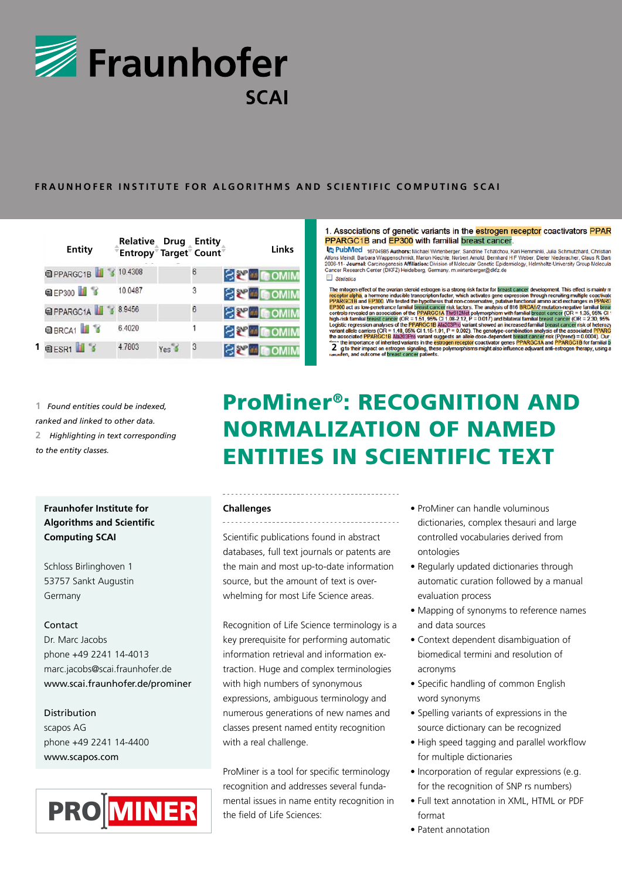# Fraunhofer SCAI

FRAUNHOFER INSTITUTE FOR ALGORITHMS AND SCIENTIFIC COMPUTING SCAI

| Entity | Relative Entropy | Drug Target | Entity Count | Links |
|---|---|---|---|---|
| PPARGC1B | 10.4308 | | 6 | SNP OMIM |
| EP300 | 10.0487 | | 3 | SNP OMIM |
| PPARGC1A | 8.9456 | | 6 | SNP OMIM |
| BRCA1 | 6.4020 | | 1 | SNP OMIM |
| ESR1 | 4.7803 | Yes | 3 | SNP OMIM |

1\. Associations of genetic variants in the estrogen receptor coactivators PPAR PPARGC1B and EP300 with familial breast cancer.

PubMed 16704985 **Authors:** Michael Wirtenberger, Sandrine Tchatchou, Kari Hemminki, Julia Schmutzhard, Christian Alfons Meindl, Barbara Wappenschmidt, Marion Kiechle, Norbert Arnold, Bernhard H F Weber, Dieter Niederacher, Claus R Bart 2006-11- **Journal:** Carcinogenesis **Affiliation:** Division of Molecular Genetic Epidemiology, Helmholtz-University Group Molecula Cancer Research Center (DKFZ) Heidelberg, Germany. m.wirtenberger@dkfz.de

Statistics

The mitogen effect of the ovarian steroid estrogen is a strong risk factor for breast cancer development. This effect is mainly m receptor alpha, a hormone inducible transcription factor, which activates gene expression through recruiting multiple coactivato PPARGC1B and EP300. We tested the hypothesis that non-conservative, putative functional amino acid exchanges in PPARG EP300 act as low-penetrance familial breast cancer risk factors. The analysis of 816 BRCA1/2 mutation-negative familial breas controls revealed an association of the PPARGC1A Thr612Met polymorphism with familial breast cancer (OR = 1.35, 95% CI high-risk familial breast cancer (OR = 1.51, 95% CI 1.08-2.12, P = 0.017) and bilateral familial breast cancer (OR = 2.30, 95% Logistic regression analyses of the PPARGC1B Ala203Pro variant showed an increased familial breast cancer risk of heterozy variant allele carriers (OR = 1.48, 95% CI 1.15-1.91, P = 0.002). The genotype-combination analysis of the associated PPARG the associated PPARGC1B Ala203Pro variant suggests an allele dose-dependent breast cancer risk (P(trend) = 0.0004). Our the importance of inherited variants in the estrogen receptor coactivator genes PPARGC1A and PPARGC1B for familial b g to their impact on estrogen signaling, these polymorphisms might also influence adjuvant anti-estrogen therapy, using a tamoxifen, and outcome of breast cancer patients.

*1 Found entities could be indexed, ranked and linked to other data.*
*2 Highlighting in text corresponding to the entity classes.*

# ProMiner®: RECOGNITION AND NORMALIZATION OF NAMED ENTITIES IN SCIENTIFIC TEXT

**Fraunhofer Institute for Algorithms and Scientific Computing SCAI**

Schloss Birlinghoven 1
53757 Sankt Augustin
Germany

Contact
Dr. Marc Jacobs
phone +49 2241 14-4013
marc.jacobs@scai.fraunhofer.de
www.scai.fraunhofer.de/prominer

Distribution
scapos AG
phone +49 2241 14-4400
www.scapos.com

PRO|MINER

## Challenges

Scientific publications found in abstract databases, full text journals or patents are the main and most up-to-date information source, but the amount of text is overwhelming for most Life Science areas.

Recognition of Life Science terminology is a key prerequisite for performing automatic information retrieval and information extraction. Huge and complex terminologies with high numbers of synonymous expressions, ambiguous terminology and numerous generations of new names and classes present named entity recognition with a real challenge.

ProMiner is a tool for specific terminology recognition and addresses several fundamental issues in name entity recognition in the field of Life Sciences:

- ProMiner can handle voluminous dictionaries, complex thesauri and large controlled vocabularies derived from ontologies
- Regularly updated dictionaries through automatic curation followed by a manual evaluation process
- Mapping of synonyms to reference names and data sources
- Context dependent disambiguation of biomedical termini and resolution of acronyms
- Specific handling of common English word synonyms
- Spelling variants of expressions in the source dictionary can be recognized
- High speed tagging and parallel workflow for multiple dictionaries
- Incorporation of regular expressions (e.g. for the recognition of SNP rs numbers)
- Full text annotation in XML, HTML or PDF format
- Patent annotation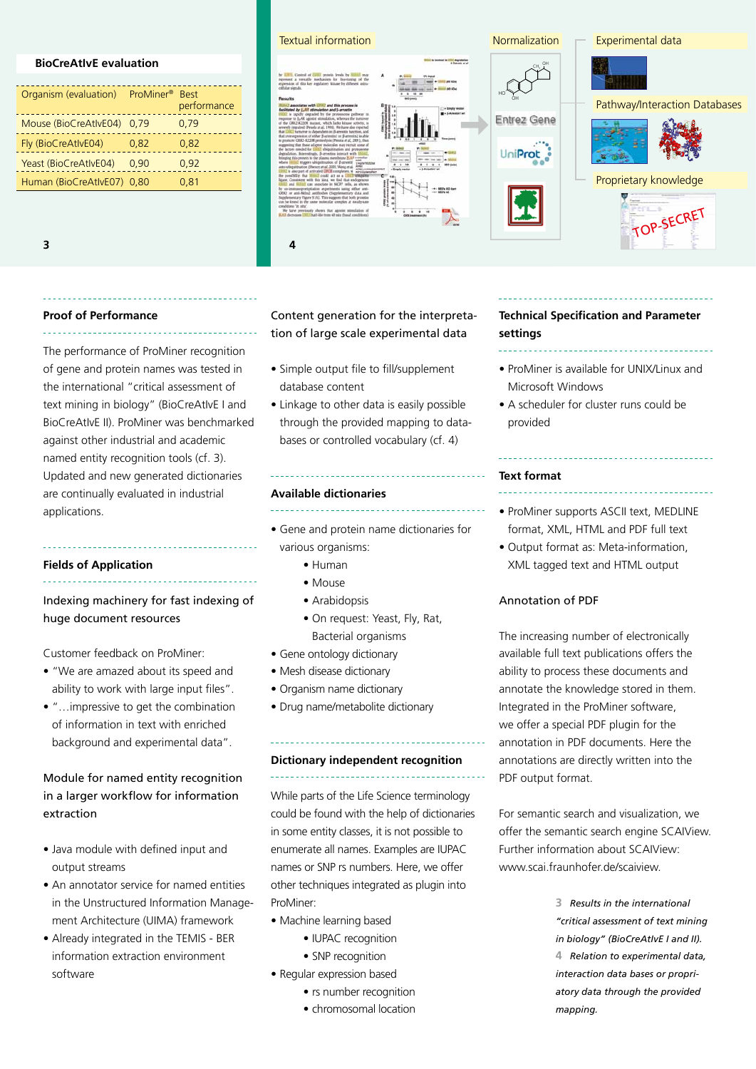**BioCreAtIvE evaluation**

| Organism (evaluation) | ProMiner® | Best performance |
|---|---|---|
| Mouse (BioCreAtIvE04) | 0,79 | 0,79 |
| Fly (BioCreAtIvE04) | 0,82 | 0,82 |
| Yeast (BioCreAtIvE04) | 0,90 | 0,92 |
| Human (BioCreAtIvE07) | 0,80 | 0,81 |

3

Textual information

Normalization

Experimental data

Pathway/Interaction Databases

Proprietary knowledge

Entrez Gene

UniProt

TOP-SECRET

4

## Proof of Performance

The performance of ProMiner recognition of gene and protein names was tested in the international "critical assessment of text mining in biology" (BioCreAtIvE I and BioCreAtIvE II). ProMiner was benchmarked against other industrial and academic named entity recognition tools (cf. 3). Updated and new generated dictionaries are continually evaluated in industrial applications.

## Fields of Application

Indexing machinery for fast indexing of huge document resources

Customer feedback on ProMiner:

- "We are amazed about its speed and ability to work with large input files".
- "…impressive to get the combination of information in text with enriched background and experimental data".

Module for named entity recognition in a larger workflow for information extraction

- Java module with defined input and output streams
- An annotator service for named entities in the Unstructured Information Management Architecture (UIMA) framework
- Already integrated in the TEMIS - BER information extraction environment software

Content generation for the interpretation of large scale experimental data

- Simple output file to fill/supplement database content
- Linkage to other data is easily possible through the provided mapping to databases or controlled vocabulary (cf. 4)

## Available dictionaries

- Gene and protein name dictionaries for various organisms:
  - Human
  - Mouse
  - Arabidopsis
  - On request: Yeast, Fly, Rat, Bacterial organisms
- Gene ontology dictionary
- Mesh disease dictionary
- Organism name dictionary
- Drug name/metabolite dictionary

## Dictionary independent recognition

While parts of the Life Science terminology could be found with the help of dictionaries in some entity classes, it is not possible to enumerate all names. Examples are IUPAC names or SNP rs numbers. Here, we offer other techniques integrated as plugin into ProMiner:

- Machine learning based
  - IUPAC recognition
  - SNP recognition
- Regular expression based
  - rs number recognition
  - chromosomal location

## Technical Specification and Parameter settings

- ProMiner is available for UNIX/Linux and Microsoft Windows
- A scheduler for cluster runs could be provided

## Text format

- ProMiner supports ASCII text, MEDLINE format, XML, HTML and PDF full text
- Output format as: Meta-information, XML tagged text and HTML output

Annotation of PDF

The increasing number of electronically available full text publications offers the ability to process these documents and annotate the knowledge stored in them. Integrated in the ProMiner software, we offer a special PDF plugin for the annotation in PDF documents. Here the annotations are directly written into the PDF output format.

For semantic search and visualization, we offer the semantic search engine SCAIView. Further information about SCAIView: www.scai.fraunhofer.de/scaiview.

3 *Results in the international "critical assessment of text mining in biology" (BioCreAtIvE I and II).*

4 *Relation to experimental data, interaction data bases or proprietary data through the provided mapping.*